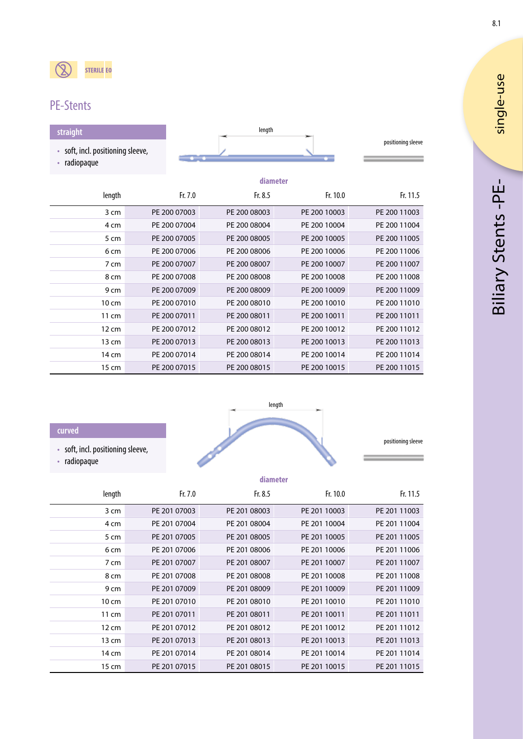STERILE EO

# PE-Stents

## straight

- soft, incl. positioning sleeve,
- radiopaque

length

positioning sleeve

| length | diameter Fr. 7.0 | Fr. 8.5 | Fr. 10.0 | Fr. 11.5 |
|---|---|---|---|---|
| 3 cm | PE 200 07003 | PE 200 08003 | PE 200 10003 | PE 200 11003 |
| 4 cm | PE 200 07004 | PE 200 08004 | PE 200 10004 | PE 200 11004 |
| 5 cm | PE 200 07005 | PE 200 08005 | PE 200 10005 | PE 200 11005 |
| 6 cm | PE 200 07006 | PE 200 08006 | PE 200 10006 | PE 200 11006 |
| 7 cm | PE 200 07007 | PE 200 08007 | PE 200 10007 | PE 200 11007 |
| 8 cm | PE 200 07008 | PE 200 08008 | PE 200 10008 | PE 200 11008 |
| 9 cm | PE 200 07009 | PE 200 08009 | PE 200 10009 | PE 200 11009 |
| 10 cm | PE 200 07010 | PE 200 08010 | PE 200 10010 | PE 200 11010 |
| 11 cm | PE 200 07011 | PE 200 08011 | PE 200 10011 | PE 200 11011 |
| 12 cm | PE 200 07012 | PE 200 08012 | PE 200 10012 | PE 200 11012 |
| 13 cm | PE 200 07013 | PE 200 08013 | PE 200 10013 | PE 200 11013 |
| 14 cm | PE 200 07014 | PE 200 08014 | PE 200 10014 | PE 200 11014 |
| 15 cm | PE 200 07015 | PE 200 08015 | PE 200 10015 | PE 200 11015 |

## curved

- soft, incl. positioning sleeve,
- radiopaque

length

positioning sleeve

| length | diameter Fr. 7.0 | Fr. 8.5 | Fr. 10.0 | Fr. 11.5 |
|---|---|---|---|---|
| 3 cm | PE 201 07003 | PE 201 08003 | PE 201 10003 | PE 201 11003 |
| 4 cm | PE 201 07004 | PE 201 08004 | PE 201 10004 | PE 201 11004 |
| 5 cm | PE 201 07005 | PE 201 08005 | PE 201 10005 | PE 201 11005 |
| 6 cm | PE 201 07006 | PE 201 08006 | PE 201 10006 | PE 201 11006 |
| 7 cm | PE 201 07007 | PE 201 08007 | PE 201 10007 | PE 201 11007 |
| 8 cm | PE 201 07008 | PE 201 08008 | PE 201 10008 | PE 201 11008 |
| 9 cm | PE 201 07009 | PE 201 08009 | PE 201 10009 | PE 201 11009 |
| 10 cm | PE 201 07010 | PE 201 08010 | PE 201 10010 | PE 201 11010 |
| 11 cm | PE 201 07011 | PE 201 08011 | PE 201 10011 | PE 201 11011 |
| 12 cm | PE 201 07012 | PE 201 08012 | PE 201 10012 | PE 201 11012 |
| 13 cm | PE 201 07013 | PE 201 08013 | PE 201 10013 | PE 201 11013 |
| 14 cm | PE 201 07014 | PE 201 08014 | PE 201 10014 | PE 201 11014 |
| 15 cm | PE 201 07015 | PE 201 08015 | PE 201 10015 | PE 201 11015 |

single-use

Biliary Stents -PE-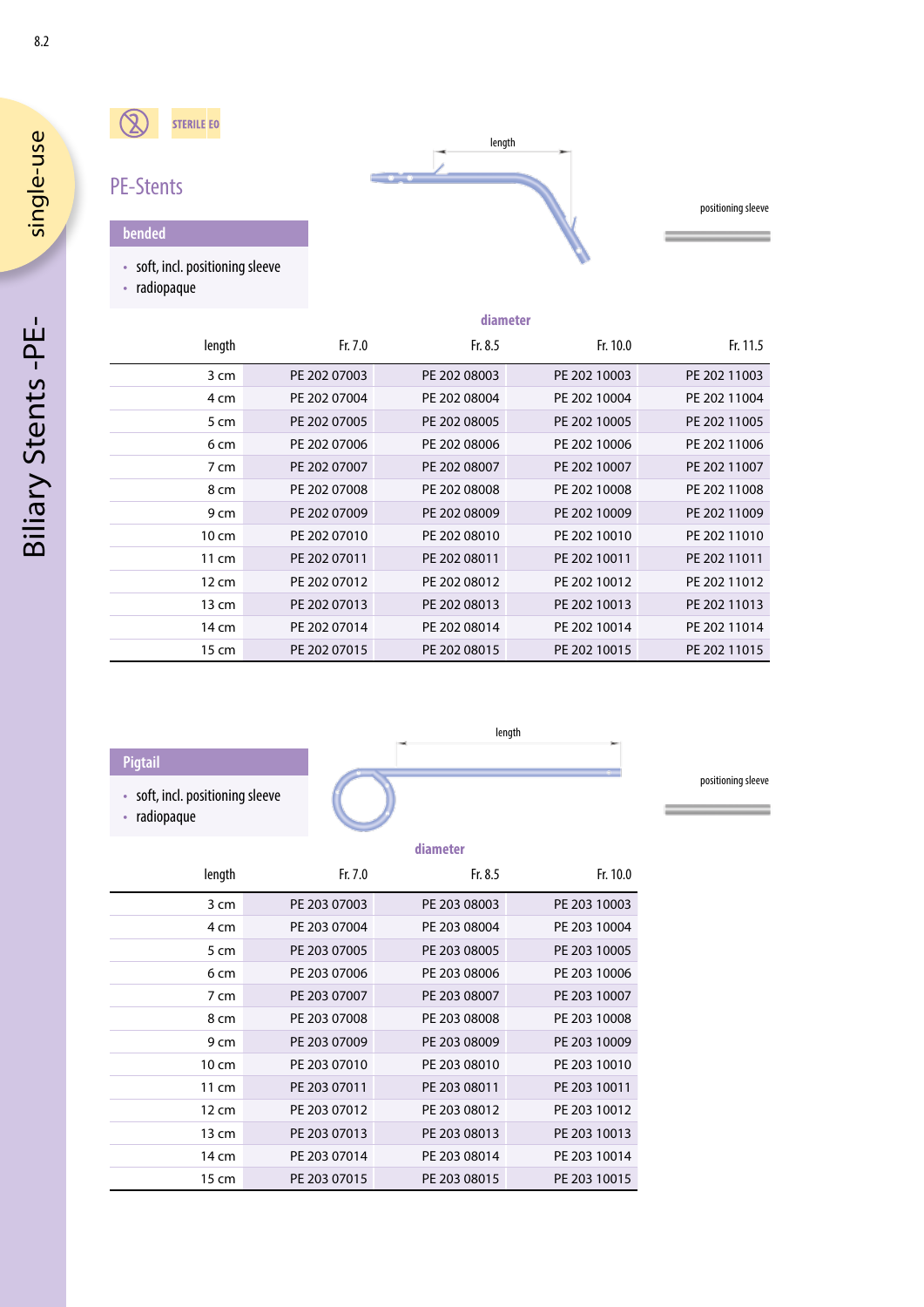single-use

Biliary Stents -PE-

STERILE EO

## PE-Stents

### bended

- soft, incl. positioning sleeve
- radiopaque

length

positioning sleeve

| length | diameter Fr. 7.0 | Fr. 8.5 | Fr. 10.0 | Fr. 11.5 |
|---|---|---|---|---|
| 3 cm | PE 202 07003 | PE 202 08003 | PE 202 10003 | PE 202 11003 |
| 4 cm | PE 202 07004 | PE 202 08004 | PE 202 10004 | PE 202 11004 |
| 5 cm | PE 202 07005 | PE 202 08005 | PE 202 10005 | PE 202 11005 |
| 6 cm | PE 202 07006 | PE 202 08006 | PE 202 10006 | PE 202 11006 |
| 7 cm | PE 202 07007 | PE 202 08007 | PE 202 10007 | PE 202 11007 |
| 8 cm | PE 202 07008 | PE 202 08008 | PE 202 10008 | PE 202 11008 |
| 9 cm | PE 202 07009 | PE 202 08009 | PE 202 10009 | PE 202 11009 |
| 10 cm | PE 202 07010 | PE 202 08010 | PE 202 10010 | PE 202 11010 |
| 11 cm | PE 202 07011 | PE 202 08011 | PE 202 10011 | PE 202 11011 |
| 12 cm | PE 202 07012 | PE 202 08012 | PE 202 10012 | PE 202 11012 |
| 13 cm | PE 202 07013 | PE 202 08013 | PE 202 10013 | PE 202 11013 |
| 14 cm | PE 202 07014 | PE 202 08014 | PE 202 10014 | PE 202 11014 |
| 15 cm | PE 202 07015 | PE 202 08015 | PE 202 10015 | PE 202 11015 |

### Pigtail

- soft, incl. positioning sleeve
- radiopaque

length

positioning sleeve

| length | diameter Fr. 7.0 | Fr. 8.5 | Fr. 10.0 |
|---|---|---|---|
| 3 cm | PE 203 07003 | PE 203 08003 | PE 203 10003 |
| 4 cm | PE 203 07004 | PE 203 08004 | PE 203 10004 |
| 5 cm | PE 203 07005 | PE 203 08005 | PE 203 10005 |
| 6 cm | PE 203 07006 | PE 203 08006 | PE 203 10006 |
| 7 cm | PE 203 07007 | PE 203 08007 | PE 203 10007 |
| 8 cm | PE 203 07008 | PE 203 08008 | PE 203 10008 |
| 9 cm | PE 203 07009 | PE 203 08009 | PE 203 10009 |
| 10 cm | PE 203 07010 | PE 203 08010 | PE 203 10010 |
| 11 cm | PE 203 07011 | PE 203 08011 | PE 203 10011 |
| 12 cm | PE 203 07012 | PE 203 08012 | PE 203 10012 |
| 13 cm | PE 203 07013 | PE 203 08013 | PE 203 10013 |
| 14 cm | PE 203 07014 | PE 203 08014 | PE 203 10014 |
| 15 cm | PE 203 07015 | PE 203 08015 | PE 203 10015 |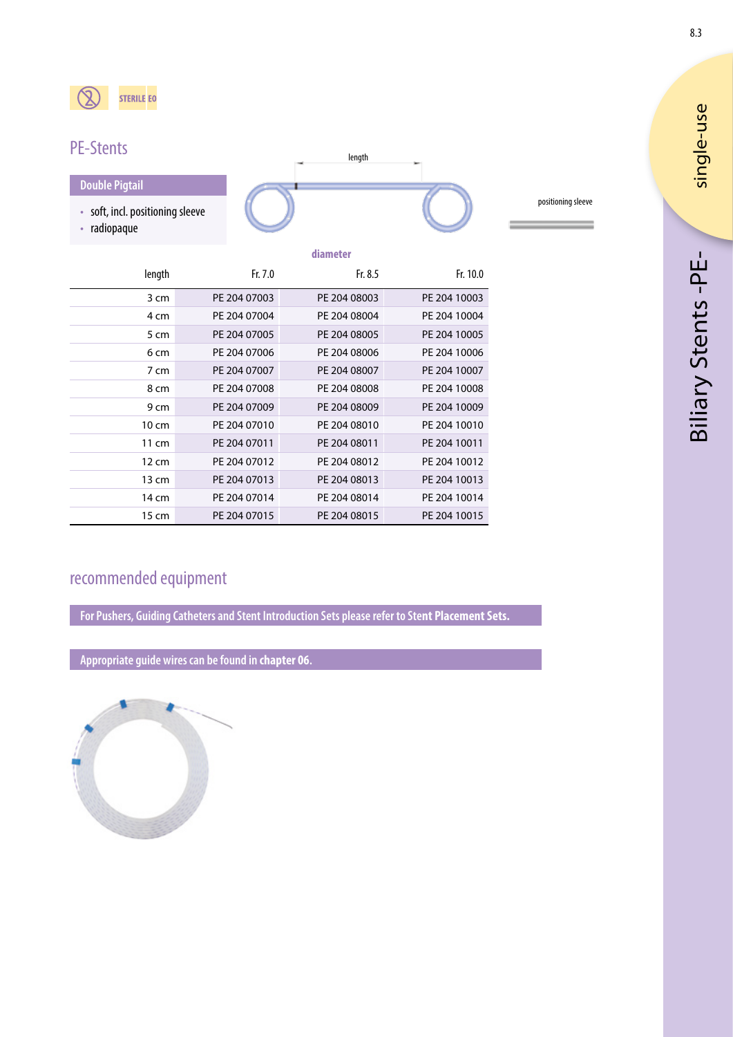STERILE EO

## PE-Stents

### Double Pigtail

- soft, incl. positioning sleeve
- radiopaque

length

positioning sleeve

| length | diameter Fr. 7.0 | Fr. 8.5 | Fr. 10.0 |
|---|---|---|---|
| 3 cm | PE 204 07003 | PE 204 08003 | PE 204 10003 |
| 4 cm | PE 204 07004 | PE 204 08004 | PE 204 10004 |
| 5 cm | PE 204 07005 | PE 204 08005 | PE 204 10005 |
| 6 cm | PE 204 07006 | PE 204 08006 | PE 204 10006 |
| 7 cm | PE 204 07007 | PE 204 08007 | PE 204 10007 |
| 8 cm | PE 204 07008 | PE 204 08008 | PE 204 10008 |
| 9 cm | PE 204 07009 | PE 204 08009 | PE 204 10009 |
| 10 cm | PE 204 07010 | PE 204 08010 | PE 204 10010 |
| 11 cm | PE 204 07011 | PE 204 08011 | PE 204 10011 |
| 12 cm | PE 204 07012 | PE 204 08012 | PE 204 10012 |
| 13 cm | PE 204 07013 | PE 204 08013 | PE 204 10013 |
| 14 cm | PE 204 07014 | PE 204 08014 | PE 204 10014 |
| 15 cm | PE 204 07015 | PE 204 08015 | PE 204 10015 |

## recommended equipment

For Pushers, Guiding Catheters and Stent Introduction Sets please refer to **Stent Placement Sets.**

Appropriate guide wires can be found in **chapter 06.**

single-use

Biliary Stents -PE-